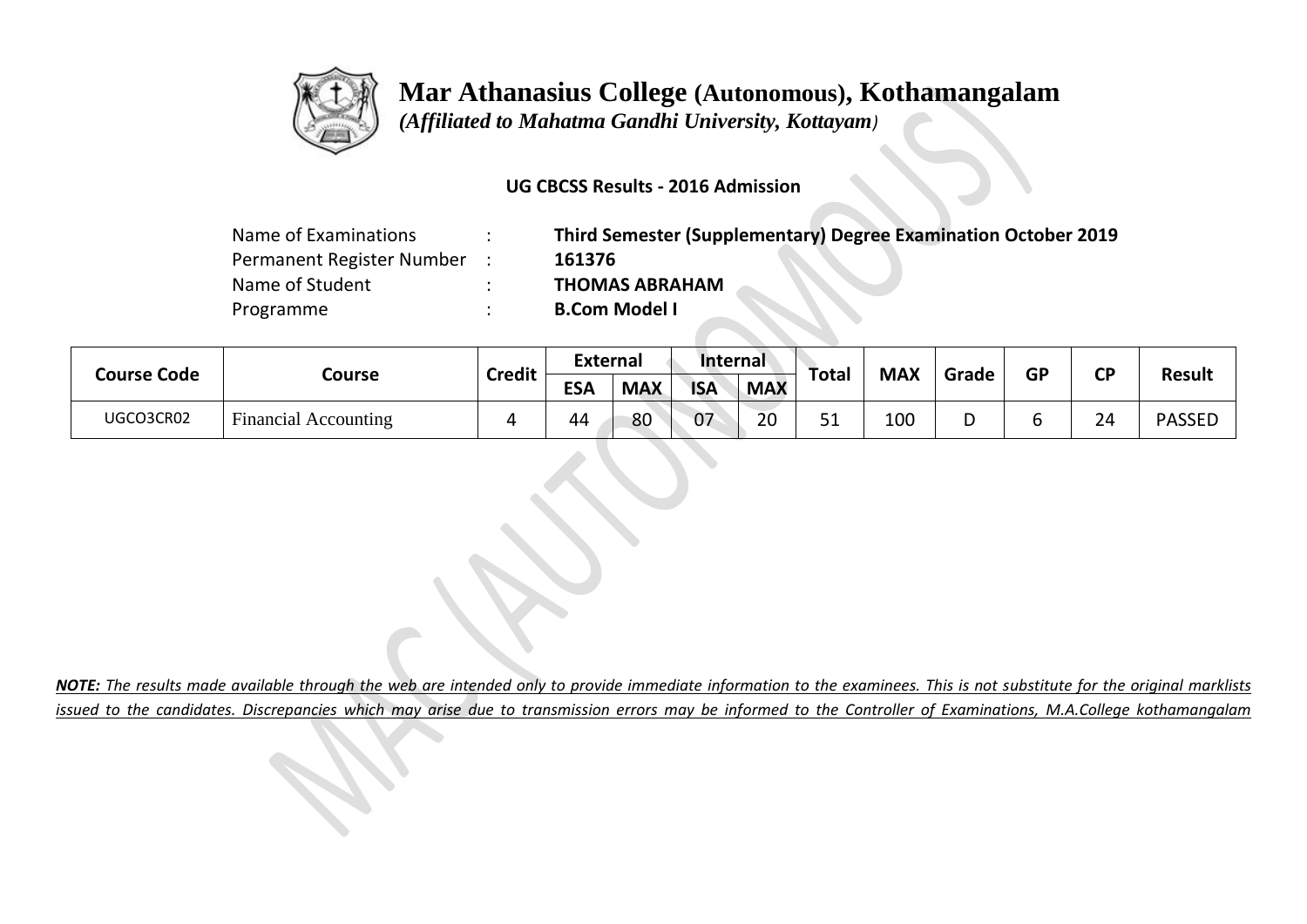# Mar Athanasius College (Autonomous), Kothamangalam

*(Affiliated to Mahatma Gandhi University, Kottayam)*

**UG CBCSS Results - 2016 Admission**

| | | |
|---|---|---|
| Name of Examinations | : | **Third Semester (Supplementary) Degree Examination October 2019** |
| Permanent Register Number | : | **161376** |
| Name of Student | : | **THOMAS ABRAHAM** |
| Programme | : | **B.Com Model I** |

| Course Code | Course | Credit | External | | Internal | | Total | MAX | Grade | GP | CP | Result |
|---|---|---|---|---|---|---|---|---|---|---|---|---|
| | | | ESA | MAX | ISA | MAX | | | | | | |
| UGCO3CR02 | Financial Accounting | 4 | 44 | 80 | 07 | 20 | 51 | 100 | D | 6 | 24 | PASSED |

***NOTE:*** *The results made available through the web are intended only to provide immediate information to the examinees. This is not substitute for the original marklists issued to the candidates. Discrepancies which may arise due to transmission errors may be informed to the Controller of Examinations, M.A.College kothamangalam*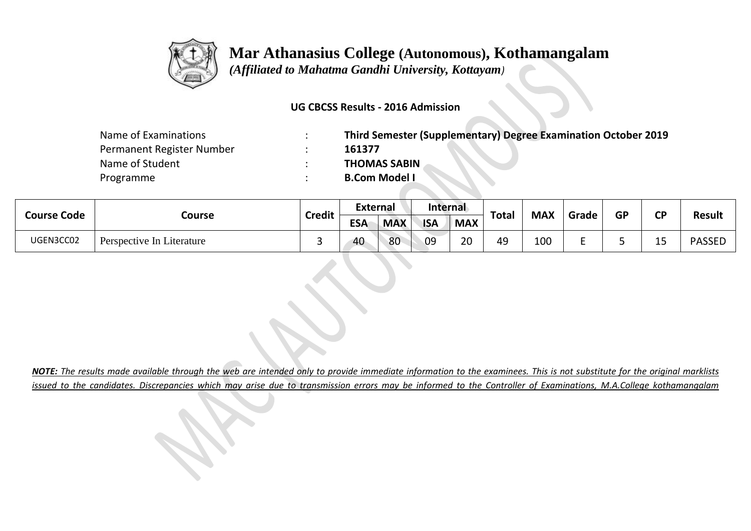# Mar Athanasius College (Autonomous), Kothamangalam

*(Affiliated to Mahatma Gandhi University, Kottayam)*

**UG CBCSS Results - 2016 Admission**

| | | |
|---|---|---|
| Name of Examinations | : | **Third Semester (Supplementary) Degree Examination October 2019** |
| Permanent Register Number | : | **161377** |
| Name of Student | : | **THOMAS SABIN** |
| Programme | : | **B.Com Model I** |

| Course Code | Course | Credit | External | | Internal | | Total | MAX | Grade | GP | CP | Result |
|---|---|---|---|---|---|---|---|---|---|---|---|---|
| | | | ESA | MAX | ISA | MAX | | | | | | |
| UGEN3CC02 | Perspective In Literature | 3 | 40 | 80 | 09 | 20 | 49 | 100 | E | 5 | 15 | PASSED |

***NOTE:** The results made available through the web are intended only to provide immediate information to the examinees. This is not substitute for the original marklists issued to the candidates. Discrepancies which may arise due to transmission errors may be informed to the Controller of Examinations, M.A.College kothamangalam*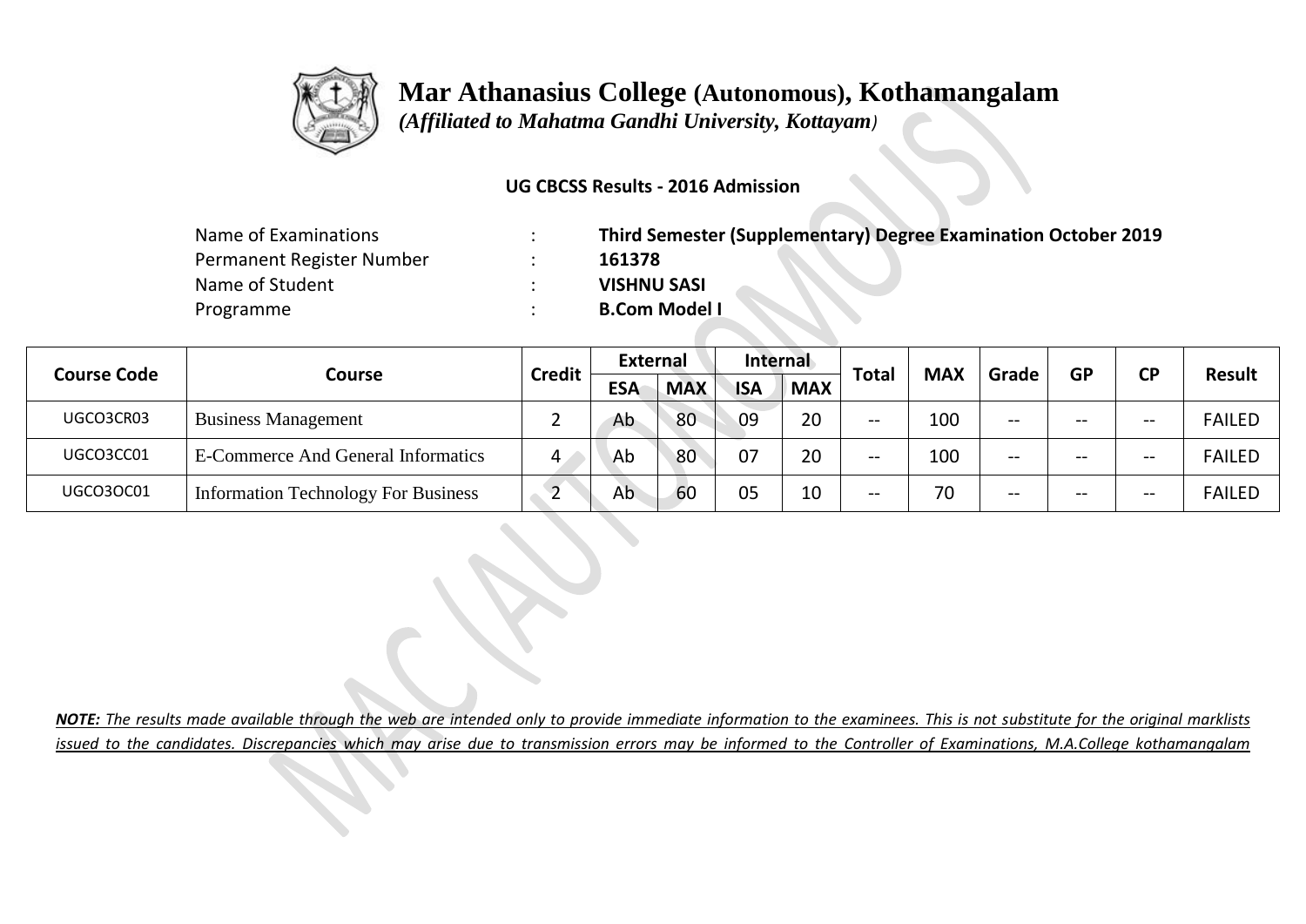# Mar Athanasius College (Autonomous), Kothamangalam

*(Affiliated to Mahatma Gandhi University, Kottayam)*

**UG CBCSS Results - 2016 Admission**

| | | |
|---|---|---|
| Name of Examinations | : | **Third Semester (Supplementary) Degree Examination October 2019** |
| Permanent Register Number | : | **161378** |
| Name of Student | : | **VISHNU SASI** |
| Programme | : | **B.Com Model I** |

| Course Code | Course | Credit | External | | Internal | | Total | MAX | Grade | GP | CP | Result |
|---|---|---|---|---|---|---|---|---|---|---|---|---|
| | | | ESA | MAX | ISA | MAX | | | | | | |
| UGCO3CR03 | Business Management | 2 | Ab | 80 | 09 | 20 | -- | 100 | -- | -- | -- | FAILED |
| UGCO3CC01 | E-Commerce And General Informatics | 4 | Ab | 80 | 07 | 20 | -- | 100 | -- | -- | -- | FAILED |
| UGCO3OC01 | Information Technology For Business | 2 | Ab | 60 | 05 | 10 | -- | 70 | -- | -- | -- | FAILED |

***NOTE:*** *The results made available through the web are intended only to provide immediate information to the examinees. This is not substitute for the original marklists issued to the candidates. Discrepancies which may arise due to transmission errors may be informed to the Controller of Examinations, M.A.College kothamangalam*